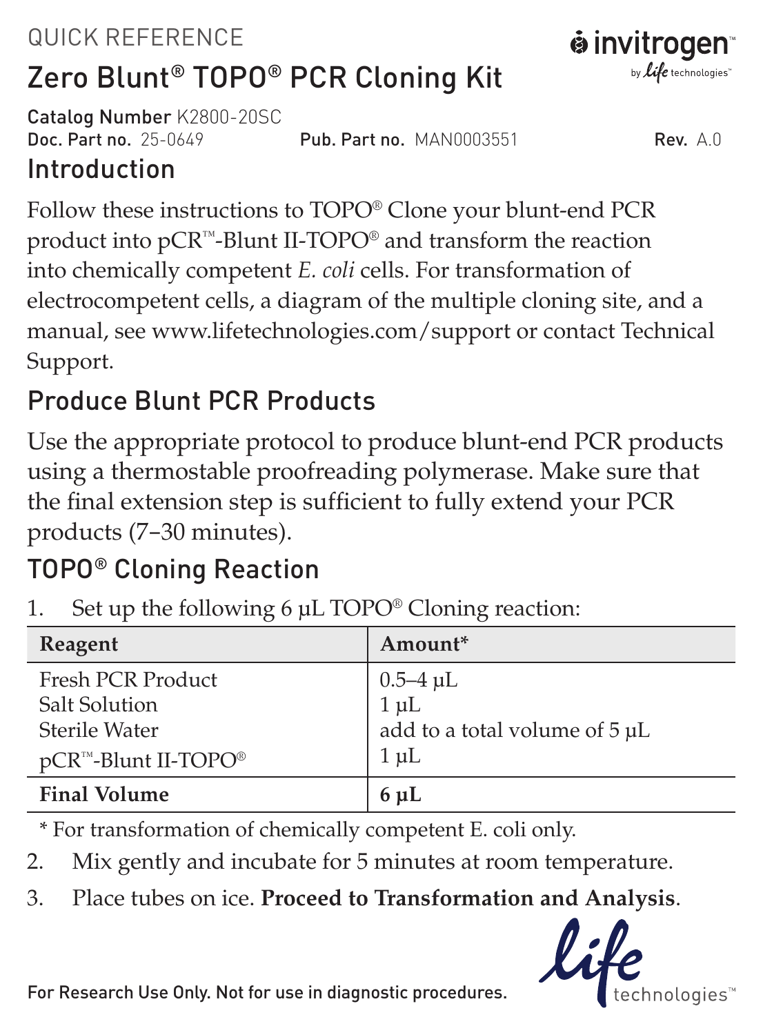QUICK REFERENCE

# Zero Blunt® TOPO® PCR Cloning Kit

**Catalog Number** K2800-20SC
**Doc. Part no.** 25-0649 **Pub. Part no.** MAN0003551 **Rev.** A.0

## Introduction

Follow these instructions to TOPO® Clone your blunt-end PCR product into pCR™-Blunt II-TOPO® and transform the reaction into chemically competent *E. coli* cells. For transformation of electrocompetent cells, a diagram of the multiple cloning site, and a manual, see www.lifetechnologies.com/support or contact Technical Support.

## Produce Blunt PCR Products

Use the appropriate protocol to produce blunt-end PCR products using a thermostable proofreading polymerase. Make sure that the final extension step is sufficient to fully extend your PCR products (7–30 minutes).

## TOPO® Cloning Reaction

1. Set up the following 6 µL TOPO® Cloning reaction:

| Reagent | Amount* |
|---|---|
| Fresh PCR Product | 0.5–4 µL |
| Salt Solution | 1 µL |
| Sterile Water | add to a total volume of 5 µL |
| pCR™-Blunt II-TOPO® | 1 µL |
| **Final Volume** | **6 µL** |

\* For transformation of chemically competent E. coli only.

2. Mix gently and incubate for 5 minutes at room temperature.
3. Place tubes on ice. **Proceed to Transformation and Analysis**.

For Research Use Only. Not for use in diagnostic procedures.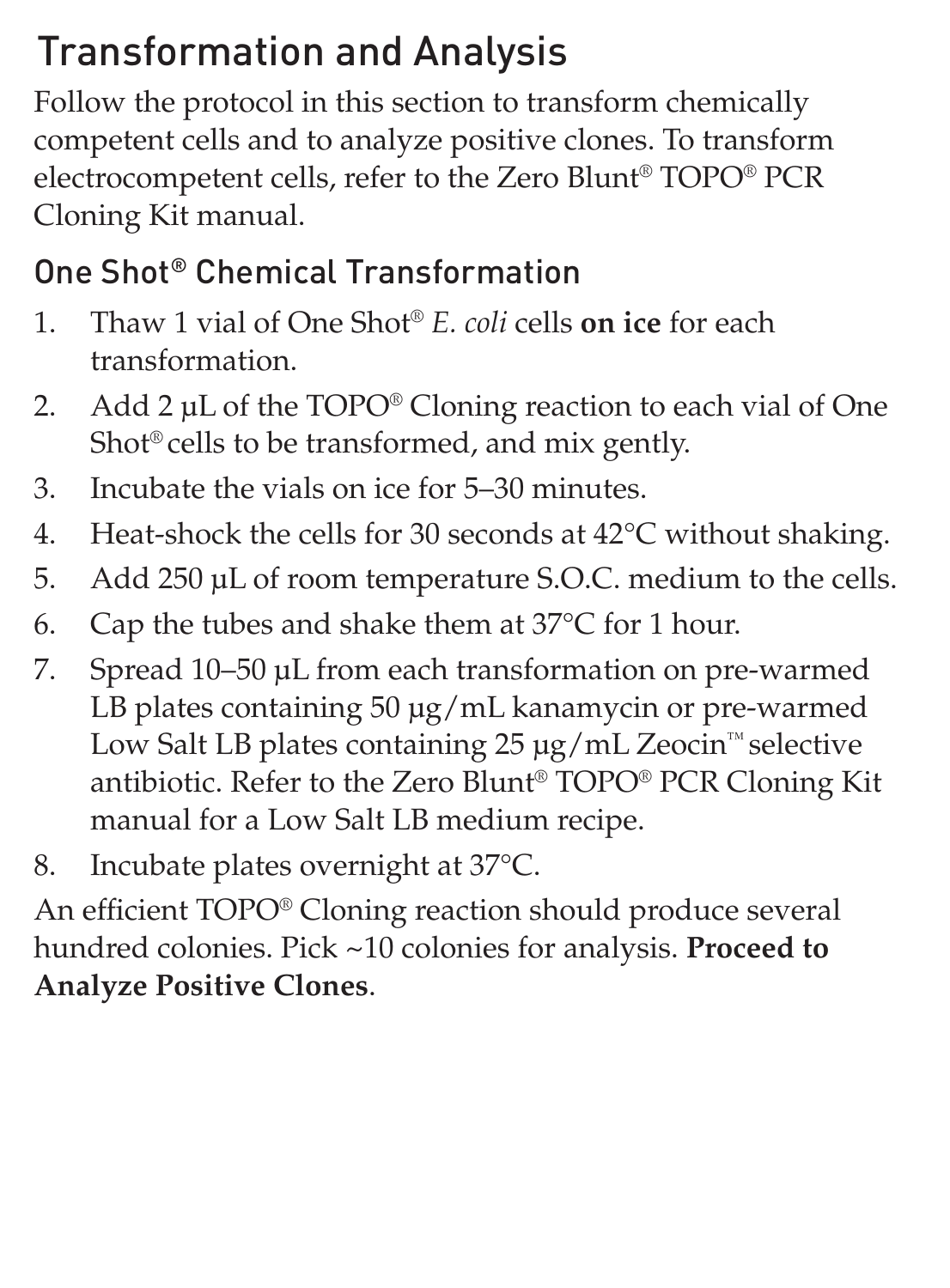# Transformation and Analysis

Follow the protocol in this section to transform chemically competent cells and to analyze positive clones. To transform electrocompetent cells, refer to the Zero Blunt® TOPO® PCR Cloning Kit manual.

## One Shot® Chemical Transformation

1. Thaw 1 vial of One Shot® *E. coli* cells **on ice** for each transformation.
2. Add 2 µL of the TOPO® Cloning reaction to each vial of One Shot® cells to be transformed, and mix gently.
3. Incubate the vials on ice for 5–30 minutes.
4. Heat-shock the cells for 30 seconds at 42°C without shaking.
5. Add 250 µL of room temperature S.O.C. medium to the cells.
6. Cap the tubes and shake them at 37°C for 1 hour.
7. Spread 10–50 µL from each transformation on pre-warmed LB plates containing 50 µg/mL kanamycin or pre-warmed Low Salt LB plates containing 25 µg/mL Zeocin™ selective antibiotic. Refer to the Zero Blunt® TOPO® PCR Cloning Kit manual for a Low Salt LB medium recipe.
8. Incubate plates overnight at 37°C.

An efficient TOPO® Cloning reaction should produce several hundred colonies. Pick ~10 colonies for analysis. **Proceed to Analyze Positive Clones**.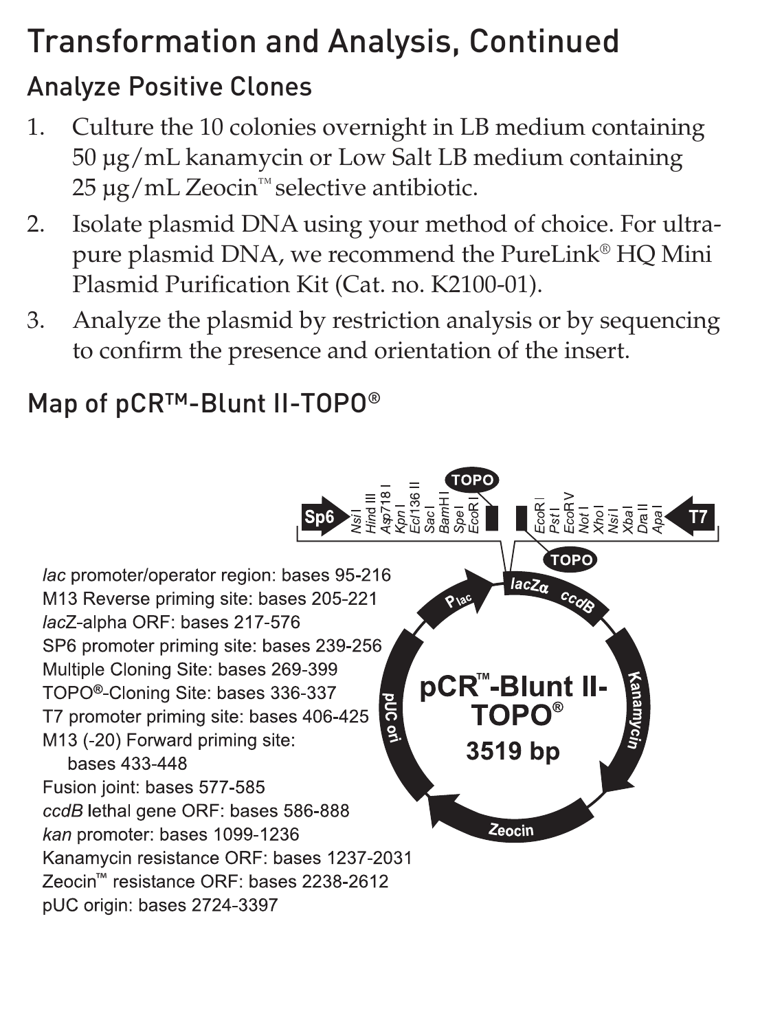# Transformation and Analysis, Continued

## Analyze Positive Clones

1. Culture the 10 colonies overnight in LB medium containing 50 µg/mL kanamycin or Low Salt LB medium containing 25 µg/mL Zeocin™ selective antibiotic.
2. Isolate plasmid DNA using your method of choice. For ultra-pure plasmid DNA, we recommend the PureLink® HQ Mini Plasmid Purification Kit (Cat. no. K2100-01).
3. Analyze the plasmid by restriction analysis or by sequencing to confirm the presence and orientation of the insert.

## Map of pCR™-Blunt II-TOPO®

Sp6 — *Nsi* I, *Hind* III, *Asp*718 I, *Kpn* I, *Ecl*136 II, *Sac* I, *Bam*H I, *Spe* I, *Eco*R I — TOPO — TOPO — *Eco*R I, *Pst* I, *Eco*R V, *Not* I, *Xho* I, *Nsi* I, *Xba* I, *Dra* II, *Apa* I — T7

**pCR™-Blunt II-TOPO®**
**3519 bp**

P*lac*, *lacZα*, *ccdB*, Kanamycin, Zeocin, pUC ori

*lac* promoter/operator region: bases 95-216
M13 Reverse priming site: bases 205-221
*lac*Z-alpha ORF: bases 217-576
SP6 promoter priming site: bases 239-256
Multiple Cloning Site: bases 269-399
TOPO®-Cloning Site: bases 336-337
T7 promoter priming site: bases 406-425
M13 (-20) Forward priming site: bases 433-448
Fusion joint: bases 577-585
*ccdB* lethal gene ORF: bases 586-888
*kan* promoter: bases 1099-1236
Kanamycin resistance ORF: bases 1237-2031
Zeocin™ resistance ORF: bases 2238-2612
pUC origin: bases 2724-3397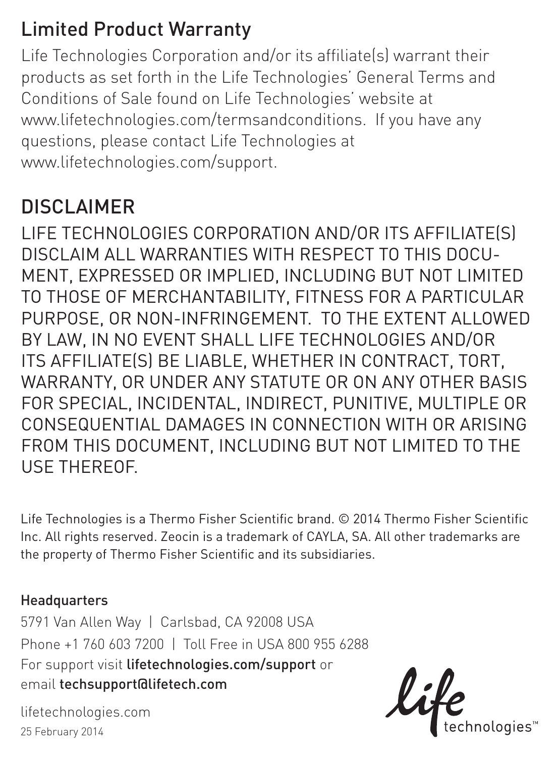## Limited Product Warranty

Life Technologies Corporation and/or its affiliate(s) warrant their products as set forth in the Life Technologies' General Terms and Conditions of Sale found on Life Technologies' website at www.lifetechnologies.com/termsandconditions. If you have any questions, please contact Life Technologies at www.lifetechnologies.com/support.

## DISCLAIMER

LIFE TECHNOLOGIES CORPORATION AND/OR ITS AFFILIATE(S) DISCLAIM ALL WARRANTIES WITH RESPECT TO THIS DOCUMENT, EXPRESSED OR IMPLIED, INCLUDING BUT NOT LIMITED TO THOSE OF MERCHANTABILITY, FITNESS FOR A PARTICULAR PURPOSE, OR NON-INFRINGEMENT. TO THE EXTENT ALLOWED BY LAW, IN NO EVENT SHALL LIFE TECHNOLOGIES AND/OR ITS AFFILIATE(S) BE LIABLE, WHETHER IN CONTRACT, TORT, WARRANTY, OR UNDER ANY STATUTE OR ON ANY OTHER BASIS FOR SPECIAL, INCIDENTAL, INDIRECT, PUNITIVE, MULTIPLE OR CONSEQUENTIAL DAMAGES IN CONNECTION WITH OR ARISING FROM THIS DOCUMENT, INCLUDING BUT NOT LIMITED TO THE USE THEREOF.

Life Technologies is a Thermo Fisher Scientific brand. © 2014 Thermo Fisher Scientific Inc. All rights reserved. Zeocin is a trademark of CAYLA, SA. All other trademarks are the property of Thermo Fisher Scientific and its subsidiaries.

**Headquarters**

5791 Van Allen Way | Carlsbad, CA 92008 USA

Phone +1 760 603 7200 | Toll Free in USA 800 955 6288

For support visit **lifetechnologies.com/support** or email **techsupport@lifetech.com**

lifetechnologies.com

25 February 2014

life technologies™